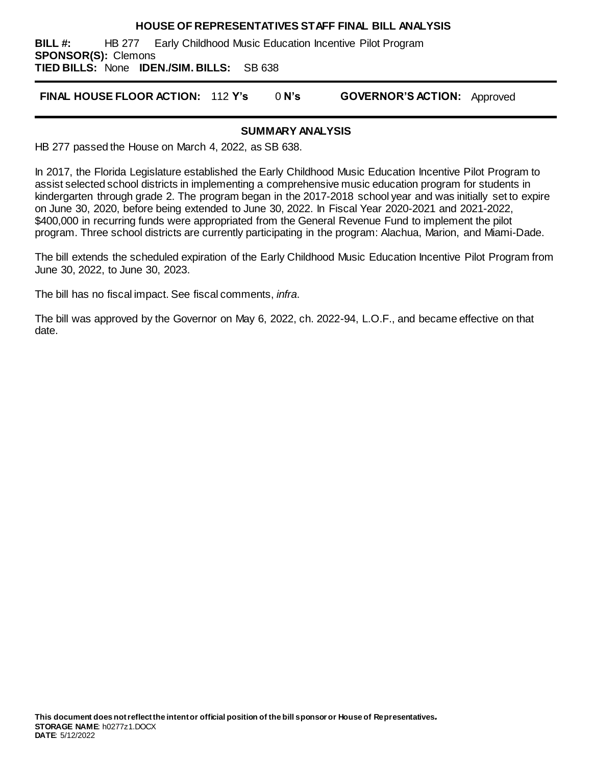# HOUSE OF REPRESENTATIVES STAFF FINAL BILL ANALYSIS

**BILL #:** HB 277 Early Childhood Music Education Incentive Pilot Program
**SPONSOR(S):** Clemons
**TIED BILLS:** None **IDEN./SIM. BILLS:** SB 638

**FINAL HOUSE FLOOR ACTION:** 112 **Y's** 0 **N's** **GOVERNOR'S ACTION:** Approved

## SUMMARY ANALYSIS

HB 277 passed the House on March 4, 2022, as SB 638.

In 2017, the Florida Legislature established the Early Childhood Music Education Incentive Pilot Program to assist selected school districts in implementing a comprehensive music education program for students in kindergarten through grade 2. The program began in the 2017-2018 school year and was initially set to expire on June 30, 2020, before being extended to June 30, 2022. In Fiscal Year 2020-2021 and 2021-2022, $400,000 in recurring funds were appropriated from the General Revenue Fund to implement the pilot program. Three school districts are currently participating in the program: Alachua, Marion, and Miami-Dade.

The bill extends the scheduled expiration of the Early Childhood Music Education Incentive Pilot Program from June 30, 2022, to June 30, 2023.

The bill has no fiscal impact. See fiscal comments, *infra*.

The bill was approved by the Governor on May 6, 2022, ch. 2022-94, L.O.F., and became effective on that date.

**This document does not reflect the intent or official position of the bill sponsor or House of Representatives.**
**STORAGE NAME**: h0277z1.DOCX
**DATE**: 5/12/2022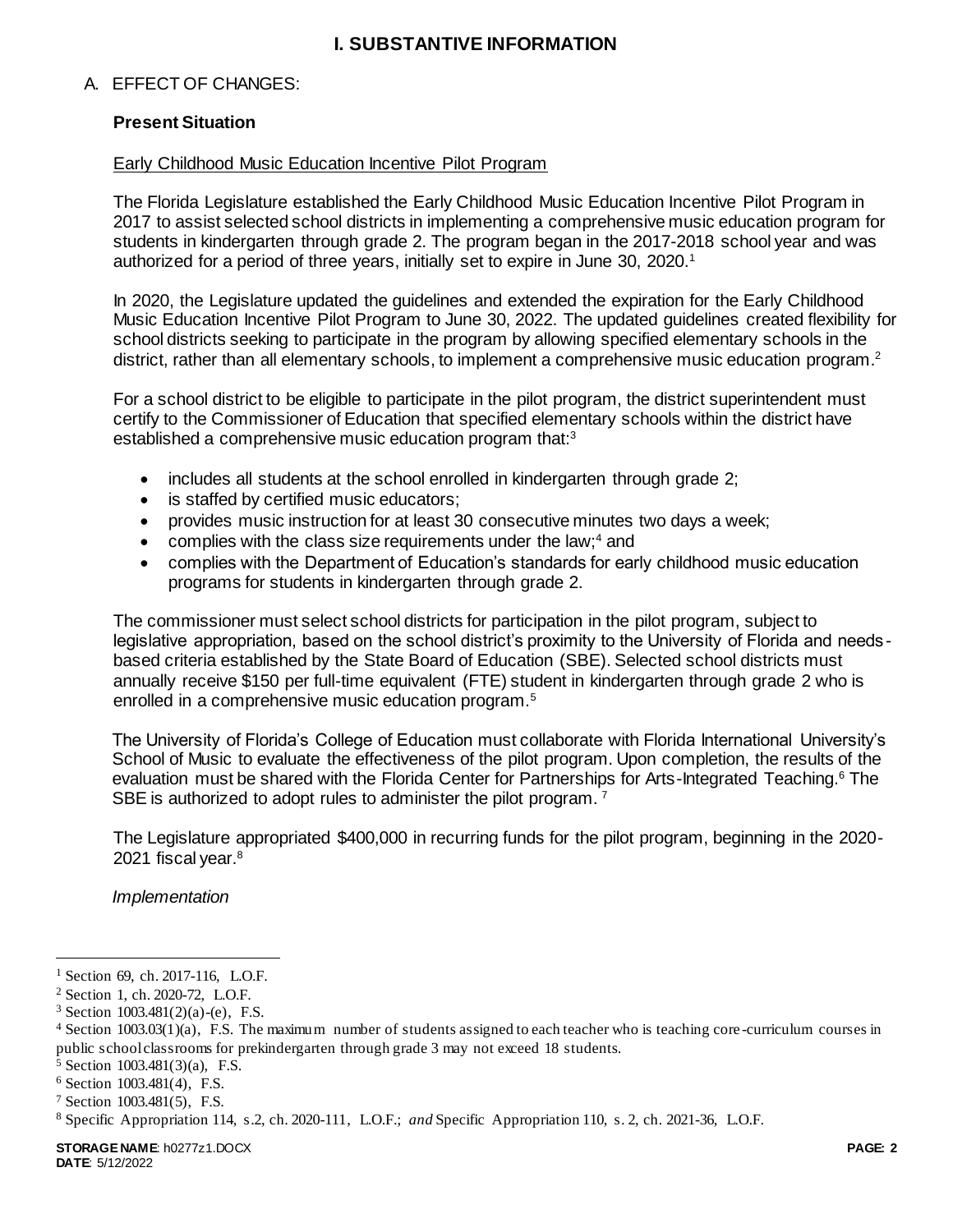# I. SUBSTANTIVE INFORMATION

A. EFFECT OF CHANGES:

**Present Situation**

Early Childhood Music Education Incentive Pilot Program

The Florida Legislature established the Early Childhood Music Education Incentive Pilot Program in 2017 to assist selected school districts in implementing a comprehensive music education program for students in kindergarten through grade 2. The program began in the 2017-2018 school year and was authorized for a period of three years, initially set to expire in June 30, 2020.[1]

In 2020, the Legislature updated the guidelines and extended the expiration for the Early Childhood Music Education Incentive Pilot Program to June 30, 2022. The updated guidelines created flexibility for school districts seeking to participate in the program by allowing specified elementary schools in the district, rather than all elementary schools, to implement a comprehensive music education program.[2]

For a school district to be eligible to participate in the pilot program, the district superintendent must certify to the Commissioner of Education that specified elementary schools within the district have established a comprehensive music education program that:[3]

- includes all students at the school enrolled in kindergarten through grade 2;
- is staffed by certified music educators;
- provides music instruction for at least 30 consecutive minutes two days a week;
- complies with the class size requirements under the law;[4] and
- complies with the Department of Education's standards for early childhood music education programs for students in kindergarten through grade 2.

The commissioner must select school districts for participation in the pilot program, subject to legislative appropriation, based on the school district's proximity to the University of Florida and needs-based criteria established by the State Board of Education (SBE). Selected school districts must annually receive $150 per full-time equivalent (FTE) student in kindergarten through grade 2 who is enrolled in a comprehensive music education program.[5]

The University of Florida's College of Education must collaborate with Florida International University's School of Music to evaluate the effectiveness of the pilot program. Upon completion, the results of the evaluation must be shared with the Florida Center for Partnerships for Arts-Integrated Teaching.[6] The SBE is authorized to adopt rules to administer the pilot program.[7]

The Legislature appropriated $400,000 in recurring funds for the pilot program, beginning in the 2020-2021 fiscal year.[8]

*Implementation*

---

[1] Section 69, ch. 2017-116, L.O.F.

[2] Section 1, ch. 2020-72, L.O.F.

[3] Section 1003.481(2)(a)-(e), F.S.

[4] Section 1003.03(1)(a), F.S. The maximum number of students assigned to each teacher who is teaching core-curriculum courses in public school classrooms for prekindergarten through grade 3 may not exceed 18 students.

[5] Section 1003.481(3)(a), F.S.

[6] Section 1003.481(4), F.S.

[7] Section 1003.481(5), F.S.

[8] Specific Appropriation 114, s.2, ch. 2020-111, L.O.F.; *and* Specific Appropriation 110, s. 2, ch. 2021-36, L.O.F.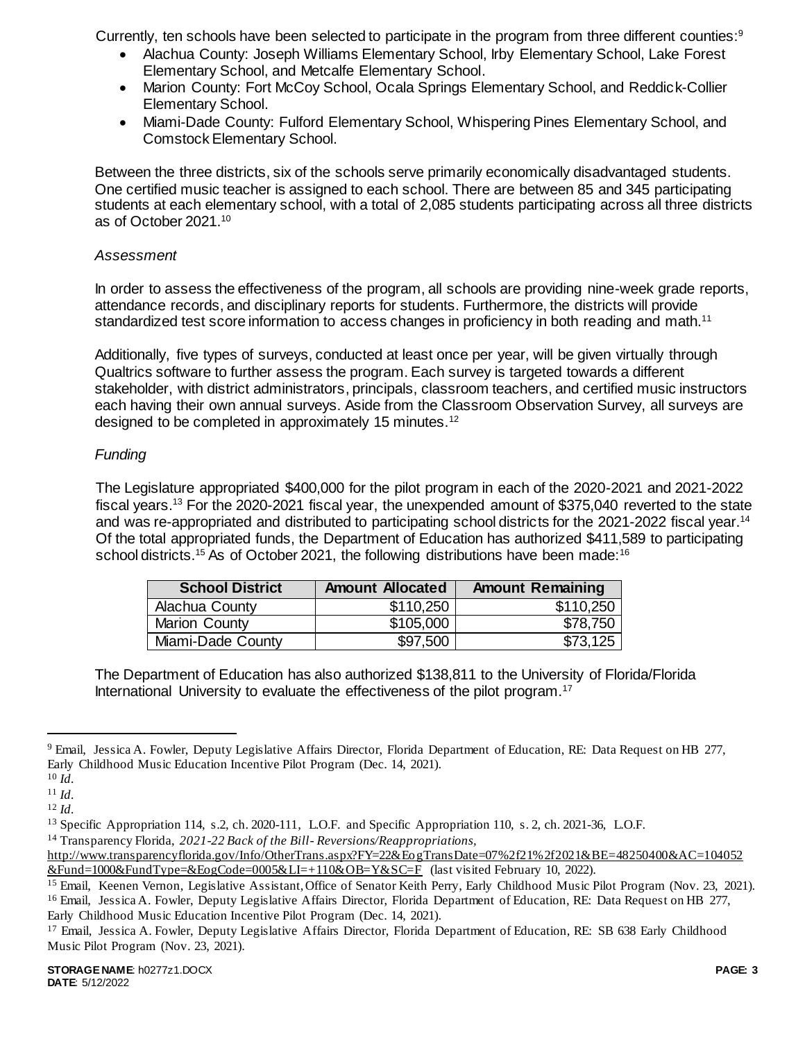Currently, ten schools have been selected to participate in the program from three different counties:[9]

- Alachua County: Joseph Williams Elementary School, Irby Elementary School, Lake Forest Elementary School, and Metcalfe Elementary School.
- Marion County: Fort McCoy School, Ocala Springs Elementary School, and Reddick-Collier Elementary School.
- Miami-Dade County: Fulford Elementary School, Whispering Pines Elementary School, and Comstock Elementary School.

Between the three districts, six of the schools serve primarily economically disadvantaged students. One certified music teacher is assigned to each school. There are between 85 and 345 participating students at each elementary school, with a total of 2,085 students participating across all three districts as of October 2021.[10]

*Assessment*

In order to assess the effectiveness of the program, all schools are providing nine-week grade reports, attendance records, and disciplinary reports for students. Furthermore, the districts will provide standardized test score information to access changes in proficiency in both reading and math.[11]

Additionally, five types of surveys, conducted at least once per year, will be given virtually through Qualtrics software to further assess the program. Each survey is targeted towards a different stakeholder, with district administrators, principals, classroom teachers, and certified music instructors each having their own annual surveys. Aside from the Classroom Observation Survey, all surveys are designed to be completed in approximately 15 minutes.[12]

*Funding*

The Legislature appropriated $400,000 for the pilot program in each of the 2020-2021 and 2021-2022 fiscal years.[13] For the 2020-2021 fiscal year, the unexpended amount of $375,040 reverted to the state and was re-appropriated and distributed to participating school districts for the 2021-2022 fiscal year.[14] Of the total appropriated funds, the Department of Education has authorized $411,589 to participating school districts.[15] As of October 2021, the following distributions have been made:[16]

| School District | Amount Allocated | Amount Remaining |
|---|---|---|
| Alachua County | $110,250 | $110,250 |
| Marion County | $105,000 | $78,750 |
| Miami-Dade County | $97,500 | $73,125 |

The Department of Education has also authorized $138,811 to the University of Florida/Florida International University to evaluate the effectiveness of the pilot program.[17]

---

[9] Email, Jessica A. Fowler, Deputy Legislative Affairs Director, Florida Department of Education, RE: Data Request on HB 277, Early Childhood Music Education Incentive Pilot Program (Dec. 14, 2021).

[10] *Id*.

[11] *Id*.

[12] *Id*.

[13] Specific Appropriation 114, s.2, ch. 2020-111, L.O.F. and Specific Appropriation 110, s. 2, ch. 2021-36, L.O.F.

[14] Transparency Florida, *2021-22 Back of the Bill- Reversions/Reappropriations*, http://www.transparencyflorida.gov/Info/OtherTrans.aspx?FY=22&EogTransDate=07%2f21%2f2021&BE=48250400&AC=104052&Fund=1000&FundType=&EogCode=0005&LI=+110&OB=Y&SC=F (last visited February 10, 2022).

[15] Email, Keenen Vernon, Legislative Assistant, Office of Senator Keith Perry, Early Childhood Music Pilot Program (Nov. 23, 2021).

[16] Email, Jessica A. Fowler, Deputy Legislative Affairs Director, Florida Department of Education, RE: Data Request on HB 277, Early Childhood Music Education Incentive Pilot Program (Dec. 14, 2021).

[17] Email, Jessica A. Fowler, Deputy Legislative Affairs Director, Florida Department of Education, RE: SB 638 Early Childhood Music Pilot Program (Nov. 23, 2021).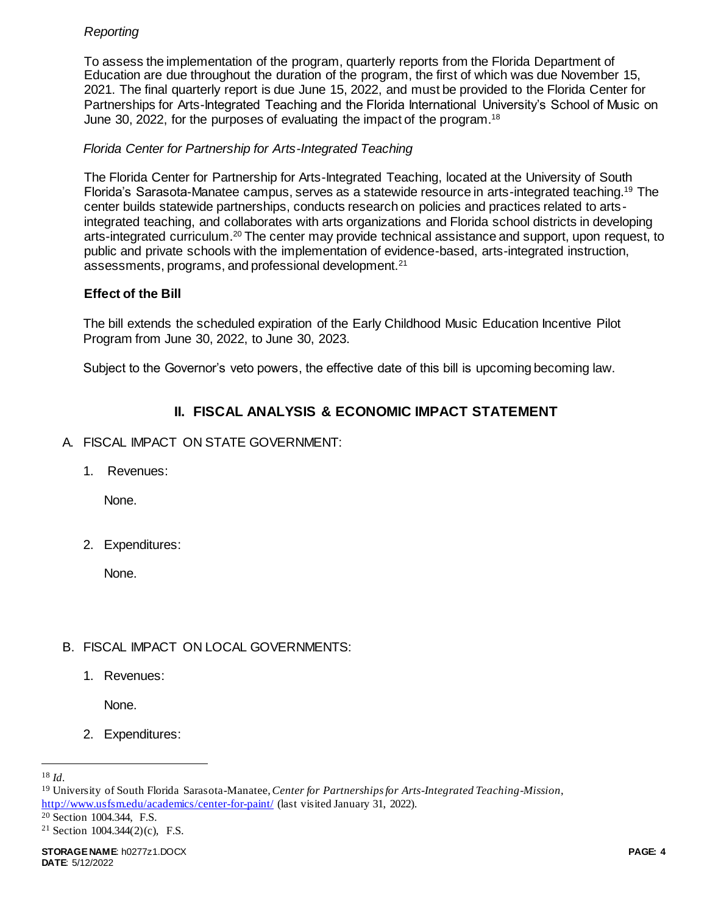*Reporting*

To assess the implementation of the program, quarterly reports from the Florida Department of Education are due throughout the duration of the program, the first of which was due November 15, 2021. The final quarterly report is due June 15, 2022, and must be provided to the Florida Center for Partnerships for Arts-Integrated Teaching and the Florida International University's School of Music on June 30, 2022, for the purposes of evaluating the impact of the program.[18]

*Florida Center for Partnership for Arts-Integrated Teaching*

The Florida Center for Partnership for Arts-Integrated Teaching, located at the University of South Florida's Sarasota-Manatee campus, serves as a statewide resource in arts-integrated teaching.[19] The center builds statewide partnerships, conducts research on policies and practices related to arts-integrated teaching, and collaborates with arts organizations and Florida school districts in developing arts-integrated curriculum.[20] The center may provide technical assistance and support, upon request, to public and private schools with the implementation of evidence-based, arts-integrated instruction, assessments, programs, and professional development.[21]

**Effect of the Bill**

The bill extends the scheduled expiration of the Early Childhood Music Education Incentive Pilot Program from June 30, 2022, to June 30, 2023.

Subject to the Governor's veto powers, the effective date of this bill is upcoming becoming law.

## II. FISCAL ANALYSIS & ECONOMIC IMPACT STATEMENT

A. FISCAL IMPACT ON STATE GOVERNMENT:

1. Revenues:

   None.

2. Expenditures:

   None.

B. FISCAL IMPACT ON LOCAL GOVERNMENTS:

1. Revenues:

   None.

2. Expenditures:

---

[18] *Id*.

[19] University of South Florida Sarasota-Manatee, *Center for Partnerships for Arts-Integrated Teaching-Mission*, http://www.usfsm.edu/academics/center-for-paint/ (last visited January 31, 2022).

[20] Section 1004.344, F.S.

[21] Section 1004.344(2)(c), F.S.

**STORAGE NAME**: h0277z1.DOCX
**DATE**: 5/12/2022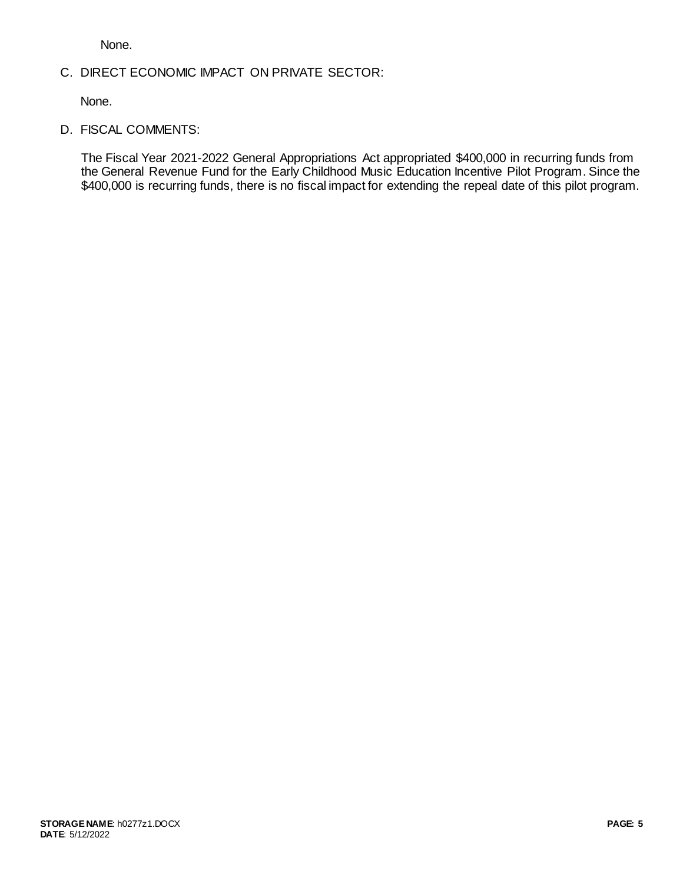None.

C. DIRECT ECONOMIC IMPACT ON PRIVATE SECTOR:

None.

D. FISCAL COMMENTS:

The Fiscal Year 2021-2022 General Appropriations Act appropriated $400,000 in recurring funds from the General Revenue Fund for the Early Childhood Music Education Incentive Pilot Program. Since the $400,000 is recurring funds, there is no fiscal impact for extending the repeal date of this pilot program.